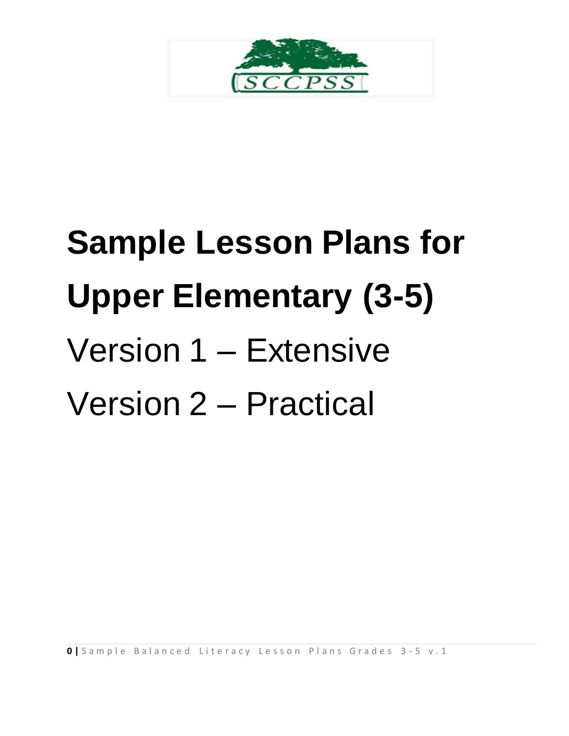# Sample Lesson Plans for Upper Elementary (3-5)

Version 1 – Extensive

Version 2 – Practical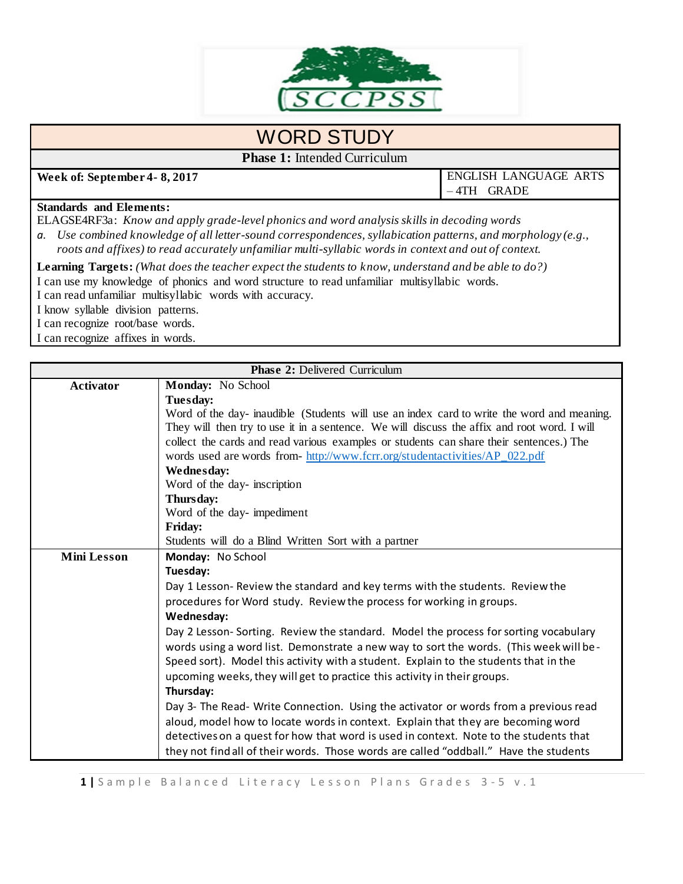# WORD STUDY

**Phase 1:** Intended Curriculum

| **Week of: September 4- 8, 2017** | ENGLISH LANGUAGE ARTS – 4TH GRADE |
|---|---|

**Standards and Elements:**

ELAGSE4RF3a: *Know and apply grade-level phonics and word analysis skills in decoding words*

*a. Use combined knowledge of all letter-sound correspondences, syllabication patterns, and morphology (e.g., roots and affixes) to read accurately unfamiliar multi-syllabic words in context and out of context.*

**Learning Targets:** *(What does the teacher expect the students to know, understand and be able to do?)*

I can use my knowledge of phonics and word structure to read unfamiliar multisyllabic words.
I can read unfamiliar multisyllabic words with accuracy.
I know syllable division patterns.
I can recognize root/base words.
I can recognize affixes in words.

| **Phase 2:** Delivered Curriculum | |
|---|---|
| **Activator** | **Monday:** No School<br>**Tuesday:**<br>Word of the day- inaudible (Students will use an index card to write the word and meaning. They will then try to use it in a sentence. We will discuss the affix and root word. I will collect the cards and read various examples or students can share their sentences.) The words used are words from- http://www.fcrr.org/studentactivities/AP_022.pdf<br>**Wednesday:**<br>Word of the day- inscription<br>**Thursday:**<br>Word of the day- impediment<br>**Friday:**<br>Students will do a Blind Written Sort with a partner |
| **Mini Lesson** | **Monday:** No School<br>**Tuesday:**<br>Day 1 Lesson- Review the standard and key terms with the students. Review the procedures for Word study. Review the process for working in groups.<br>**Wednesday:**<br>Day 2 Lesson- Sorting. Review the standard. Model the process for sorting vocabulary words using a word list. Demonstrate a new way to sort the words. (This week will be- Speed sort). Model this activity with a student. Explain to the students that in the upcoming weeks, they will get to practice this activity in their groups.<br>**Thursday:**<br>Day 3- The Read- Write Connection. Using the activator or words from a previous read aloud, model how to locate words in context. Explain that they are becoming word detectives on a quest for how that word is used in context. Note to the students that they not find all of their words. Those words are called "oddball." Have the students |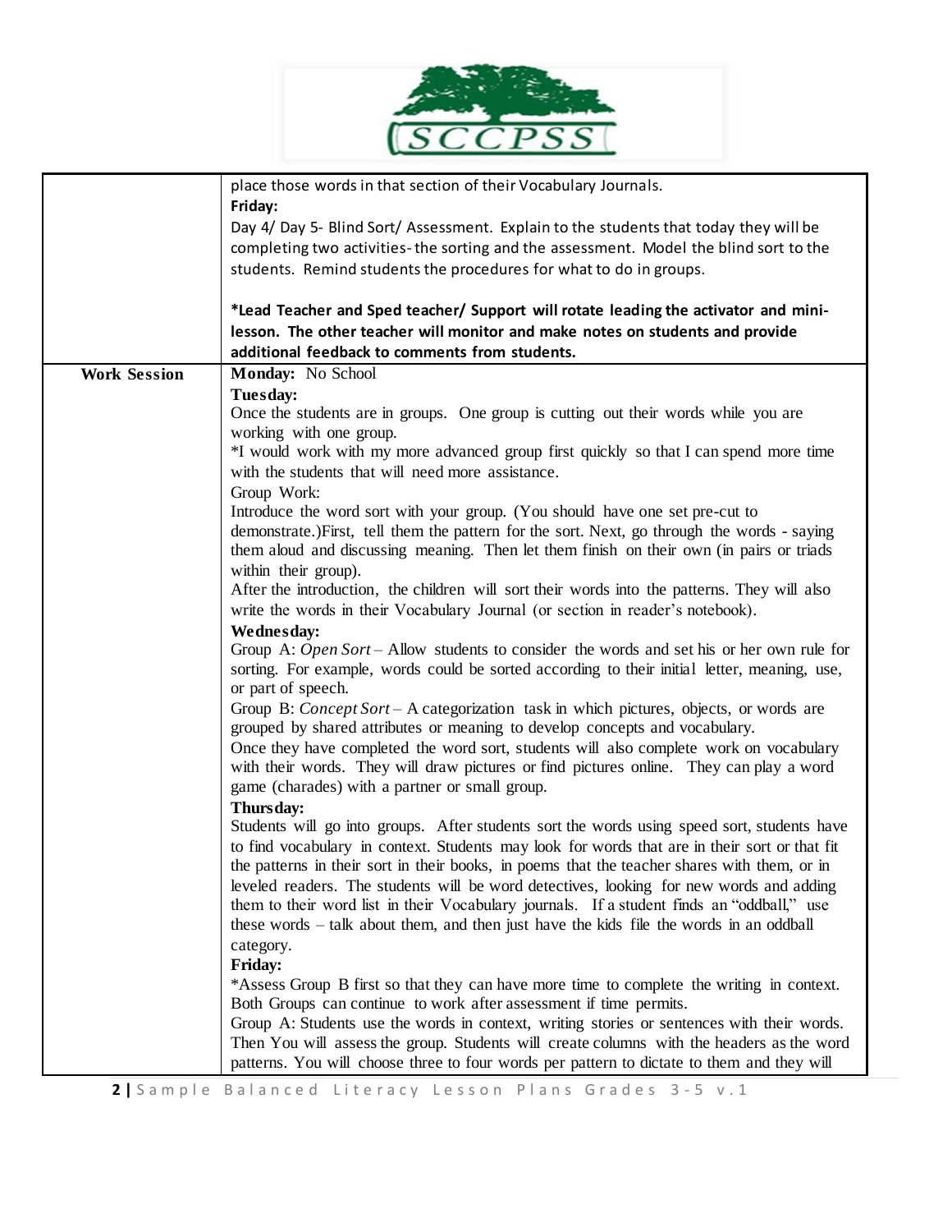| | |
|---|---|
| | place those words in that section of their Vocabulary Journals.<br>**Friday:**<br>Day 4/ Day 5- Blind Sort/ Assessment. Explain to the students that today they will be completing two activities- the sorting and the assessment. Model the blind sort to the students. Remind students the procedures for what to do in groups.<br><br>**\*Lead Teacher and Sped teacher/ Support will rotate leading the activator and mini-lesson. The other teacher will monitor and make notes on students and provide additional feedback to comments from students.** |
| **Work Session** | **Monday:** No School<br>**Tuesday:**<br>Once the students are in groups. One group is cutting out their words while you are working with one group.<br>\*I would work with my more advanced group first quickly so that I can spend more time with the students that will need more assistance.<br>Group Work:<br>Introduce the word sort with your group. (You should have one set pre-cut to demonstrate.)First, tell them the pattern for the sort. Next, go through the words - saying them aloud and discussing meaning. Then let them finish on their own (in pairs or triads within their group).<br>After the introduction, the children will sort their words into the patterns. They will also write the words in their Vocabulary Journal (or section in reader's notebook).<br>**Wednesday:**<br>Group A: *Open Sort* – Allow students to consider the words and set his or her own rule for sorting. For example, words could be sorted according to their initial letter, meaning, use, or part of speech.<br>Group B: *Concept Sort* – A categorization task in which pictures, objects, or words are grouped by shared attributes or meaning to develop concepts and vocabulary.<br>Once they have completed the word sort, students will also complete work on vocabulary with their words. They will draw pictures or find pictures online. They can play a word game (charades) with a partner or small group.<br>**Thursday:**<br>Students will go into groups. After students sort the words using speed sort, students have to find vocabulary in context. Students may look for words that are in their sort or that fit the patterns in their sort in their books, in poems that the teacher shares with them, or in leveled readers. The students will be word detectives, looking for new words and adding them to their word list in their Vocabulary journals. If a student finds an "oddball," use these words – talk about them, and then just have the kids file the words in an oddball category.<br>**Friday:**<br>\*Assess Group B first so that they can have more time to complete the writing in context. Both Groups can continue to work after assessment if time permits.<br>Group A: Students use the words in context, writing stories or sentences with their words. Then You will assess the group. Students will create columns with the headers as the word patterns. You will choose three to four words per pattern to dictate to them and they will |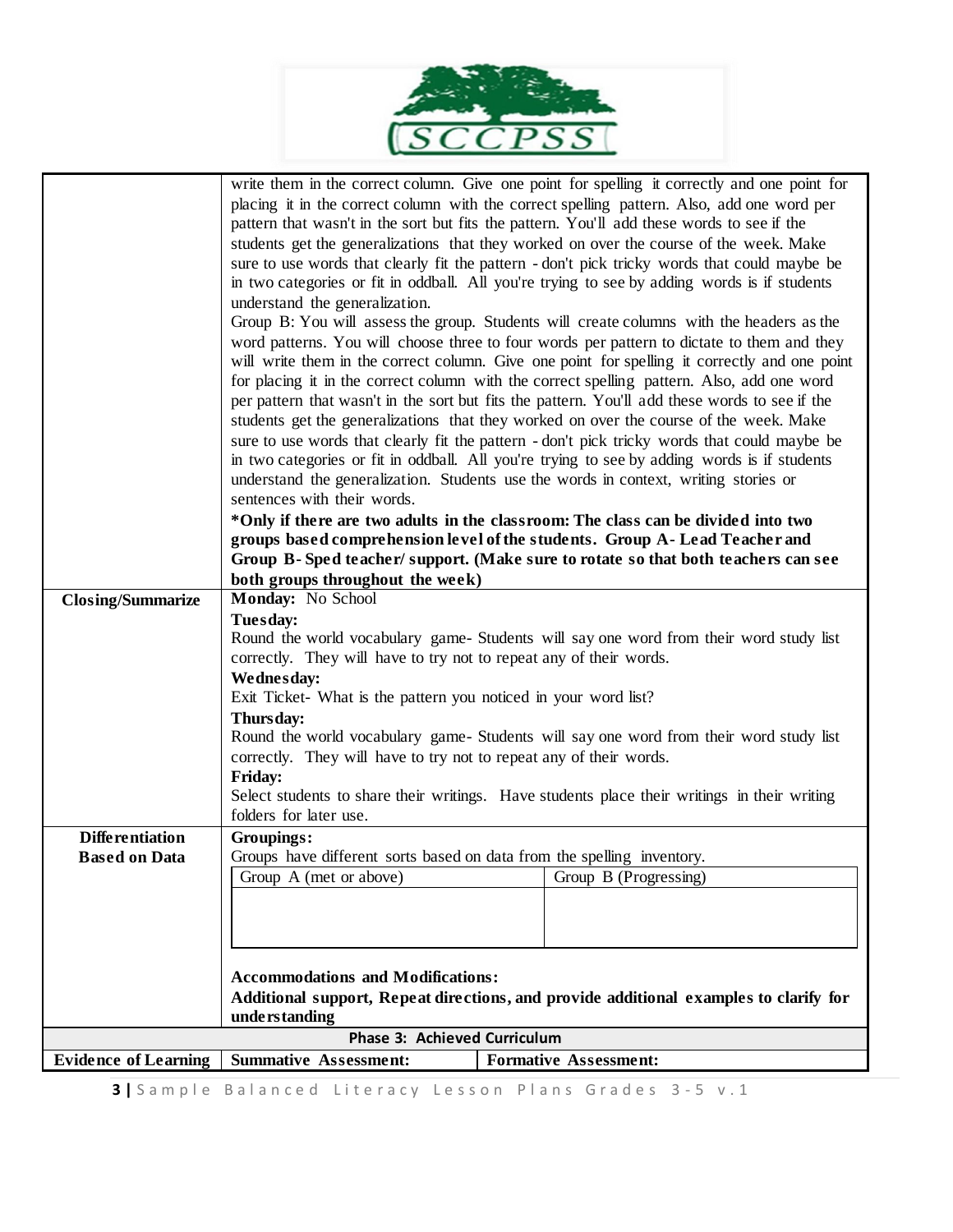| | |
|---|---|
| | write them in the correct column. Give one point for spelling it correctly and one point for placing it in the correct column with the correct spelling pattern. Also, add one word per pattern that wasn't in the sort but fits the pattern. You'll add these words to see if the students get the generalizations that they worked on over the course of the week. Make sure to use words that clearly fit the pattern - don't pick tricky words that could maybe be in two categories or fit in oddball. All you're trying to see by adding words is if students understand the generalization.<br>Group B: You will assess the group. Students will create columns with the headers as the word patterns. You will choose three to four words per pattern to dictate to them and they will write them in the correct column. Give one point for spelling it correctly and one point for placing it in the correct column with the correct spelling pattern. Also, add one word per pattern that wasn't in the sort but fits the pattern. You'll add these words to see if the students get the generalizations that they worked on over the course of the week. Make sure to use words that clearly fit the pattern - don't pick tricky words that could maybe be in two categories or fit in oddball. All you're trying to see by adding words is if students understand the generalization. Students use the words in context, writing stories or sentences with their words.<br>**\*Only if there are two adults in the classroom: The class can be divided into two groups based comprehension level of the students. Group A- Lead Teacher and Group B- Sped teacher/ support. (Make sure to rotate so that both teachers can see both groups throughout the week)** |
| **Closing/Summarize** | **Monday:** No School<br>**Tuesday:**<br>Round the world vocabulary game- Students will say one word from their word study list correctly. They will have to try not to repeat any of their words.<br>**Wednesday:**<br>Exit Ticket- What is the pattern you noticed in your word list?<br>**Thursday:**<br>Round the world vocabulary game- Students will say one word from their word study list correctly. They will have to try not to repeat any of their words.<br>**Friday:**<br>Select students to share their writings. Have students place their writings in their writing folders for later use. |
| **Differentiation Based on Data** | **Groupings:**<br>Groups have different sorts based on data from the spelling inventory.<br>Group A (met or above) \| Group B (Progressing)<br><br>**Accommodations and Modifications:**<br>**Additional support, Repeat directions, and provide additional examples to clarify for understanding** |
| **Phase 3: Achieved Curriculum** | |
| **Evidence of Learning** | **Summative Assessment:** \| **Formative Assessment:** |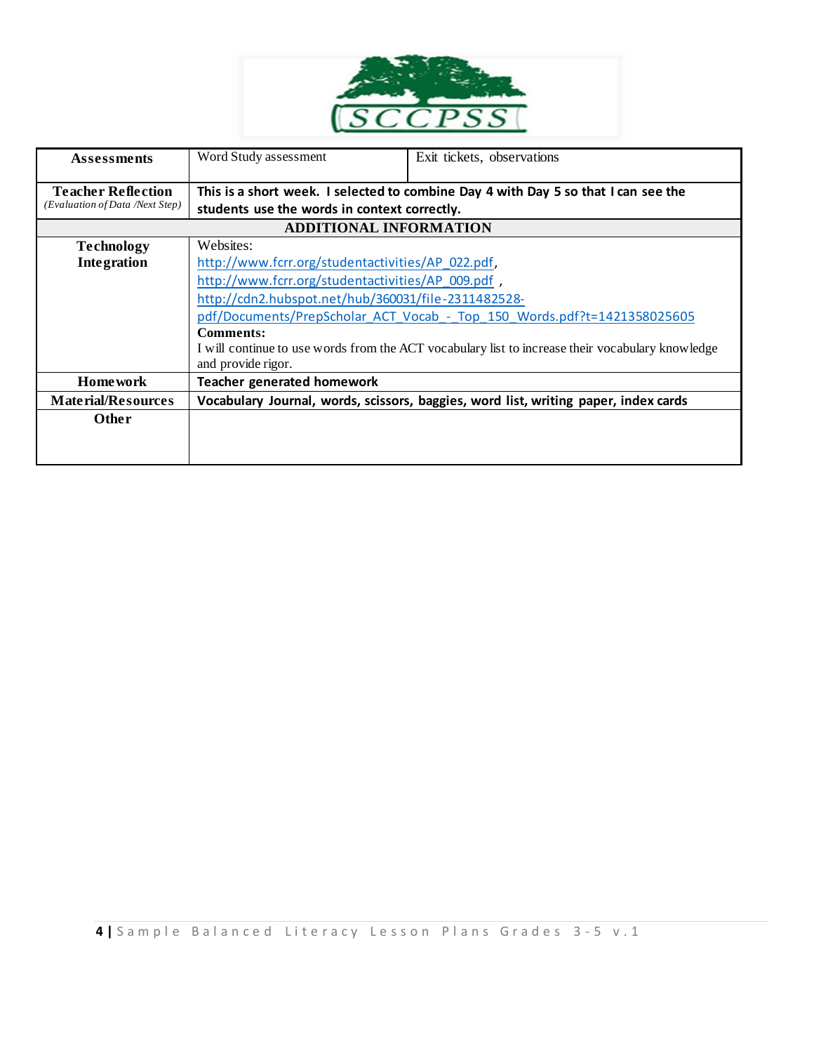| Assessments | Word Study assessment | Exit tickets, observations |
|---|---|---|
| **Teacher Reflection** *(Evaluation of Data /Next Step)* | **This is a short week. I selected to combine Day 4 with Day 5 so that I can see the students use the words in context correctly.** | |
| **ADDITIONAL INFORMATION** | | |
| **Technology Integration** | Websites: http://www.fcrr.org/studentactivities/AP_022.pdf, http://www.fcrr.org/studentactivities/AP_009.pdf , http://cdn2.hubspot.net/hub/360031/file-2311482528-pdf/Documents/PrepScholar_ACT_Vocab_-_Top_150_Words.pdf?t=1421358025605 **Comments:** I will continue to use words from the ACT vocabulary list to increase their vocabulary knowledge and provide rigor. | |
| **Homework** | **Teacher generated homework** | |
| **Material/Resources** | **Vocabulary Journal, words, scissors, baggies, word list, writing paper, index cards** | |
| **Other** | | |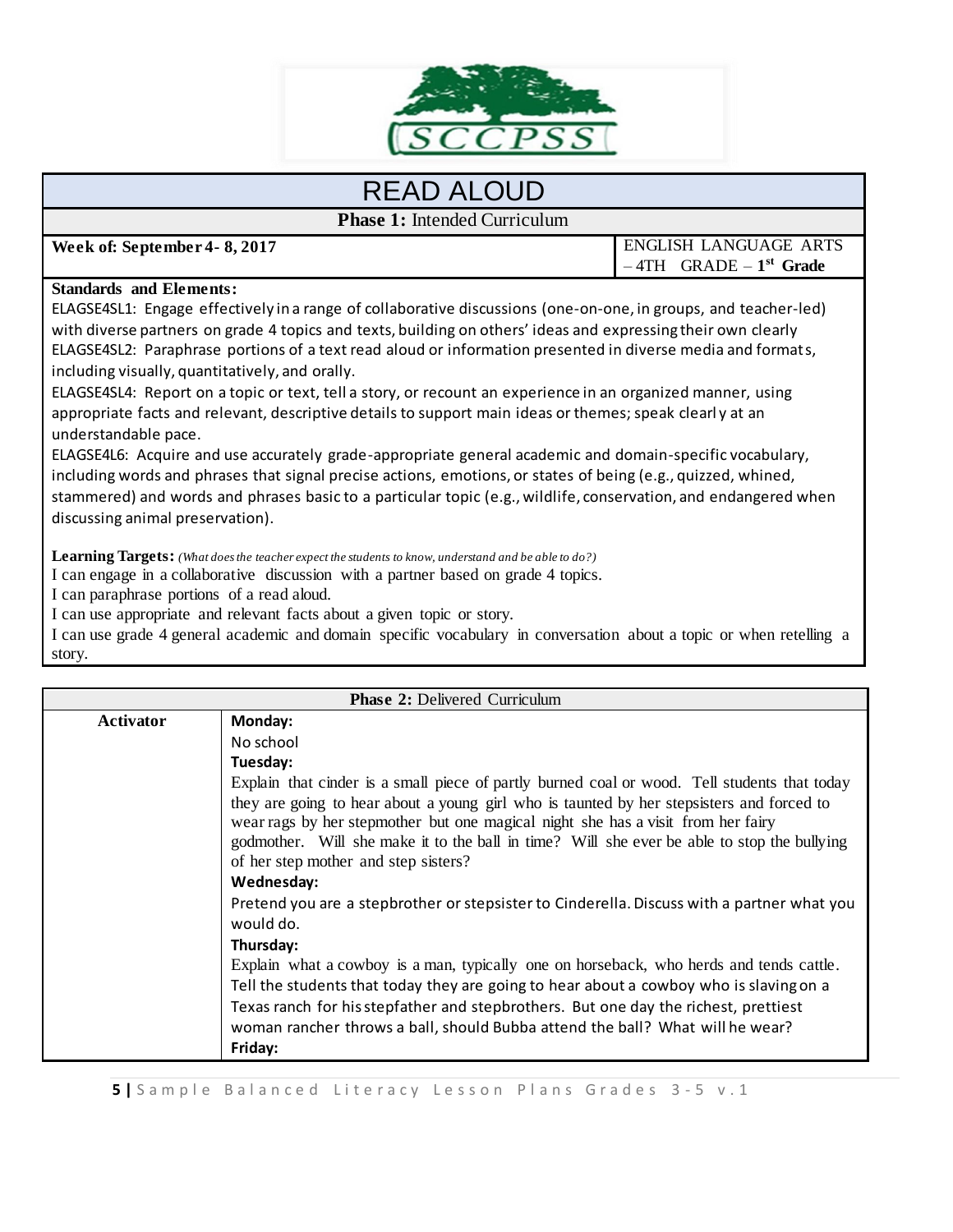# READ ALOUD

**Phase 1:** Intended Curriculum

| **Week of: September 4- 8, 2017** | ENGLISH LANGUAGE ARTS – 4TH GRADE – $1^{st}$ **Grade** |
|---|---|

**Standards and Elements:**

ELAGSE4SL1: Engage effectively in a range of collaborative discussions (one-on-one, in groups, and teacher-led) with diverse partners on grade 4 topics and texts, building on others' ideas and expressing their own clearly

ELAGSE4SL2: Paraphrase portions of a text read aloud or information presented in diverse media and formats, including visually, quantitatively, and orally.

ELAGSE4SL4: Report on a topic or text, tell a story, or recount an experience in an organized manner, using appropriate facts and relevant, descriptive details to support main ideas or themes; speak clearly at an understandable pace.

ELAGSE4L6: Acquire and use accurately grade-appropriate general academic and domain-specific vocabulary, including words and phrases that signal precise actions, emotions, or states of being (e.g., quizzed, whined, stammered) and words and phrases basic to a particular topic (e.g., wildlife, conservation, and endangered when discussing animal preservation).

**Learning Targets:** *(What does the teacher expect the students to know, understand and be able to do?)*

I can engage in a collaborative discussion with a partner based on grade 4 topics.

I can paraphrase portions of a read aloud.

I can use appropriate and relevant facts about a given topic or story.

I can use grade 4 general academic and domain specific vocabulary in conversation about a topic or when retelling a story.

**Phase 2:** Delivered Curriculum

| **Activator** | |
|---|---|
| | **Monday:**<br>No school<br>**Tuesday:**<br>Explain that cinder is a small piece of partly burned coal or wood. Tell students that today they are going to hear about a young girl who is taunted by her stepsisters and forced to wear rags by her stepmother but one magical night she has a visit from her fairy godmother. Will she make it to the ball in time? Will she ever be able to stop the bullying of her step mother and step sisters?<br>**Wednesday:**<br>Pretend you are a stepbrother or stepsister to Cinderella. Discuss with a partner what you would do.<br>**Thursday:**<br>Explain what a cowboy is a man, typically one on horseback, who herds and tends cattle. Tell the students that today they are going to hear about a cowboy who is slaving on a Texas ranch for his stepfather and stepbrothers. But one day the richest, prettiest woman rancher throws a ball, should Bubba attend the ball? What will he wear?<br>**Friday:** |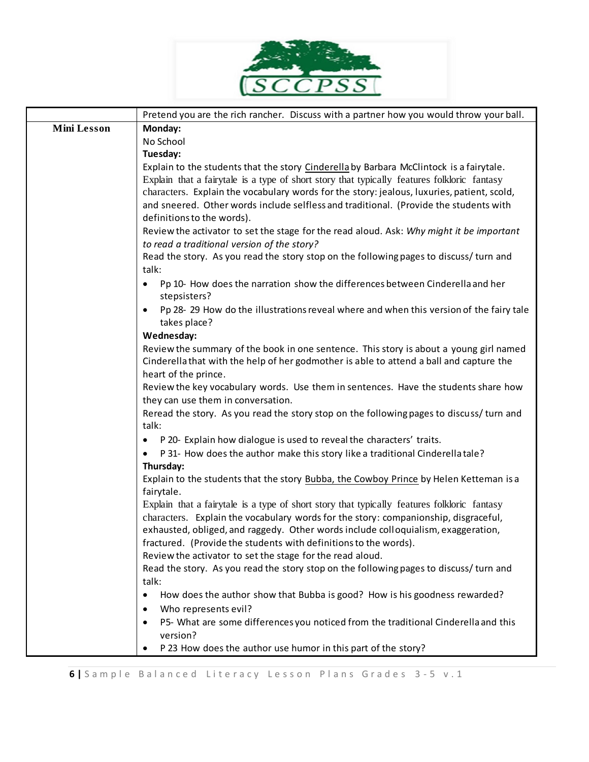|  | Pretend you are the rich rancher. Discuss with a partner how you would throw your ball. |
|---|---|
| **Mini Lesson** | **Monday:**<br>No School<br>**Tuesday:**<br>Explain to the students that the story Cinderella by Barbara McClintock is a fairytale. Explain that a fairytale is a type of short story that typically features folkloric fantasy characters. Explain the vocabulary words for the story: jealous, luxuries, patient, scold, and sneered. Other words include selfless and traditional. (Provide the students with definitions to the words).<br>Review the activator to set the stage for the read aloud. Ask: *Why might it be important to read a traditional version of the story?*<br>Read the story. As you read the story stop on the following pages to discuss/ turn and talk:<br>• Pp 10- How does the narration show the differences between Cinderella and her stepsisters?<br>• Pp 28- 29 How do the illustrations reveal where and when this version of the fairy tale takes place?<br>**Wednesday:**<br>Review the summary of the book in one sentence. This story is about a young girl named Cinderella that with the help of her godmother is able to attend a ball and capture the heart of the prince.<br>Review the key vocabulary words. Use them in sentences. Have the students share how they can use them in conversation.<br>Reread the story. As you read the story stop on the following pages to discuss/ turn and talk:<br>• P 20- Explain how dialogue is used to reveal the characters' traits.<br>• P 31- How does the author make this story like a traditional Cinderella tale?<br>**Thursday:**<br>Explain to the students that the story Bubba, the Cowboy Prince by Helen Ketteman is a fairytale.<br>Explain that a fairytale is a type of short story that typically features folkloric fantasy characters. Explain the vocabulary words for the story: companionship, disgraceful, exhausted, obliged, and raggedy. Other words include colloquialism, exaggeration, fractured. (Provide the students with definitions to the words).<br>Review the activator to set the stage for the read aloud.<br>Read the story. As you read the story stop on the following pages to discuss/ turn and talk:<br>• How does the author show that Bubba is good? How is his goodness rewarded?<br>• Who represents evil?<br>• P5- What are some differences you noticed from the traditional Cinderella and this version?<br>• P 23 How does the author use humor in this part of the story? |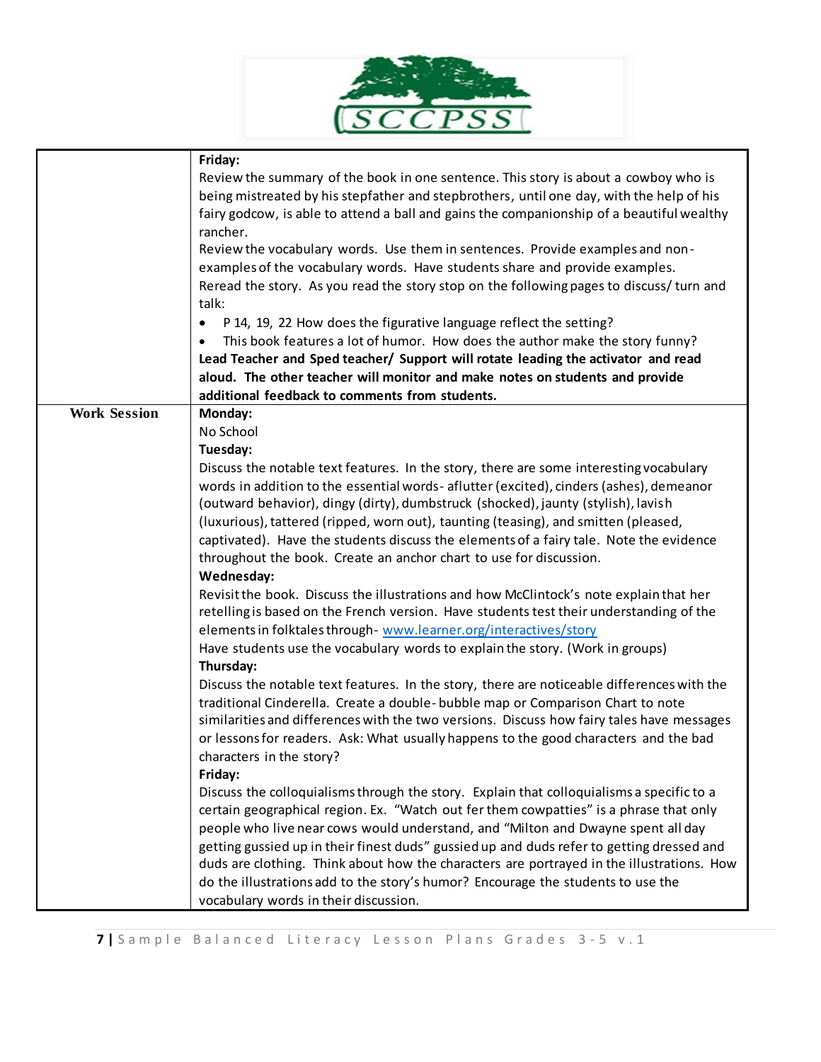| | |
|---|---|
| | **Friday:**<br>Review the summary of the book in one sentence. This story is about a cowboy who is being mistreated by his stepfather and stepbrothers, until one day, with the help of his fairy godcow, is able to attend a ball and gains the companionship of a beautiful wealthy rancher.<br>Review the vocabulary words. Use them in sentences. Provide examples and non-examples of the vocabulary words. Have students share and provide examples.<br>Reread the story. As you read the story stop on the following pages to discuss/ turn and talk:<br>• P 14, 19, 22 How does the figurative language reflect the setting?<br>• This book features a lot of humor. How does the author make the story funny?<br>**Lead Teacher and Sped teacher/ Support will rotate leading the activator and read aloud. The other teacher will monitor and make notes on students and provide additional feedback to comments from students.** |
| **Work Session** | **Monday:**<br>No School<br>**Tuesday:**<br>Discuss the notable text features. In the story, there are some interesting vocabulary words in addition to the essential words- aflutter (excited), cinders (ashes), demeanor (outward behavior), dingy (dirty), dumbstruck (shocked), jaunty (stylish), lavish (luxurious), tattered (ripped, worn out), taunting (teasing), and smitten (pleased, captivated). Have the students discuss the elements of a fairy tale. Note the evidence throughout the book. Create an anchor chart to use for discussion.<br>**Wednesday:**<br>Revisit the book. Discuss the illustrations and how McClintock's note explain that her retelling is based on the French version. Have students test their understanding of the elements in folktales through- www.learner.org/interactives/story<br>Have students use the vocabulary words to explain the story. (Work in groups)<br>**Thursday:**<br>Discuss the notable text features. In the story, there are noticeable differences with the traditional Cinderella. Create a double- bubble map or Comparison Chart to note similarities and differences with the two versions. Discuss how fairy tales have messages or lessons for readers. Ask: What usually happens to the good characters and the bad characters in the story?<br>**Friday:**<br>Discuss the colloquialisms through the story. Explain that colloquialisms a specific to a certain geographical region. Ex. "Watch out fer them cowpatties" is a phrase that only people who live near cows would understand, and "Milton and Dwayne spent all day getting gussied up in their finest duds" gussied up and duds refer to getting dressed and duds are clothing. Think about how the characters are portrayed in the illustrations. How do the illustrations add to the story's humor? Encourage the students to use the vocabulary words in their discussion. |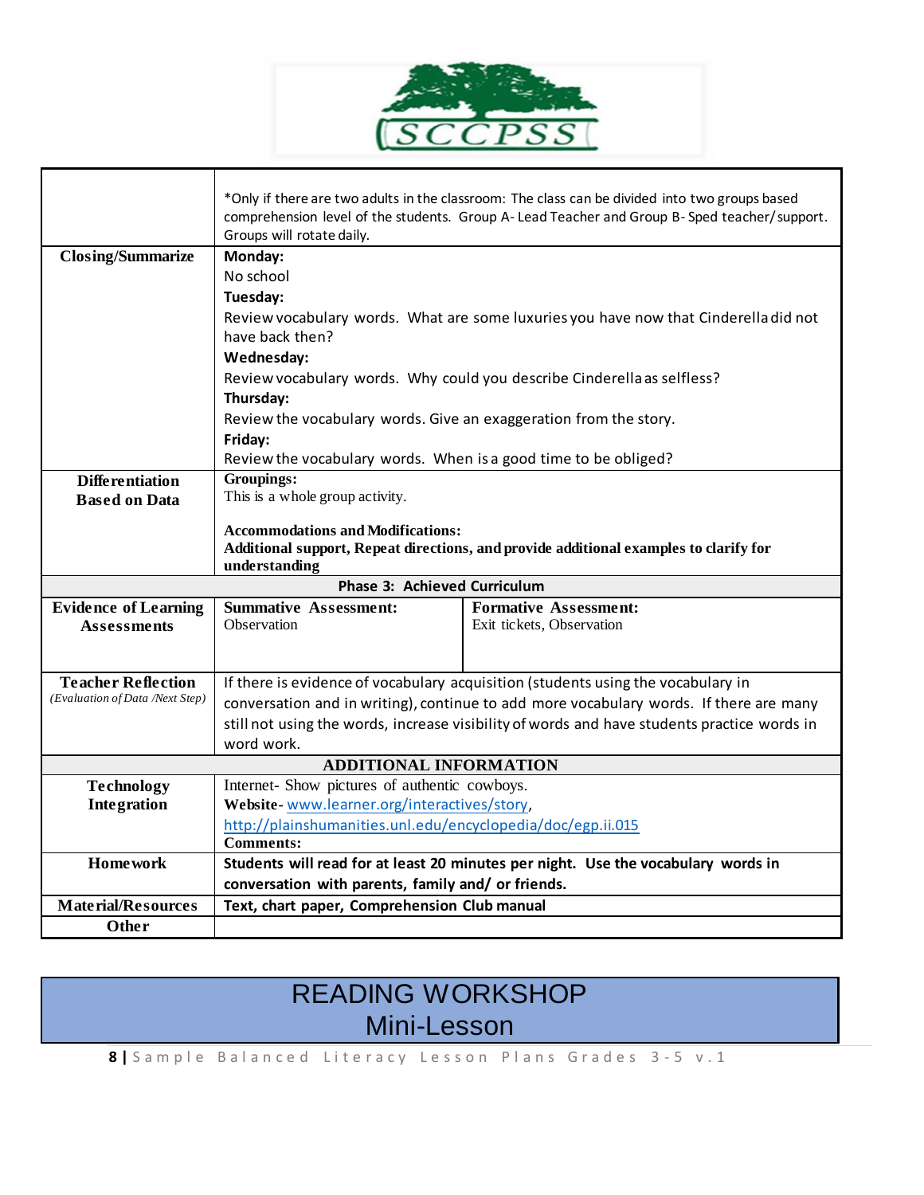| | | |
|---|---|---|
| | *Only if there are two adults in the classroom: The class can be divided into two groups based comprehension level of the students. Group A- Lead Teacher and Group B- Sped teacher/support. Groups will rotate daily. | |
| **Closing/Summarize** | **Monday:**<br>No school<br>**Tuesday:**<br>Review vocabulary words. What are some luxuries you have now that Cinderella did not have back then?<br>**Wednesday:**<br>Review vocabulary words. Why could you describe Cinderella as selfless?<br>**Thursday:**<br>Review the vocabulary words. Give an exaggeration from the story.<br>**Friday:**<br>Review the vocabulary words. When is a good time to be obliged? | |
| **Differentiation Based on Data** | **Groupings:**<br>This is a whole group activity.<br><br>**Accommodations and Modifications:**<br>**Additional support, Repeat directions, and provide additional examples to clarify for understanding** | |
| **Phase 3: Achieved Curriculum** | | |
| **Evidence of Learning Assessments** | **Summative Assessment:**<br>Observation | **Formative Assessment:**<br>Exit tickets, Observation |
| **Teacher Reflection**<br>*(Evaluation of Data /Next Step)* | If there is evidence of vocabulary acquisition (students using the vocabulary in conversation and in writing), continue to add more vocabulary words. If there are many still not using the words, increase visibility of words and have students practice words in word work. | |
| **ADDITIONAL INFORMATION** | | |
| **Technology Integration** | Internet- Show pictures of authentic cowboys.<br>**Website-** www.learner.org/interactives/story,<br>http://plainshumanities.unl.edu/encyclopedia/doc/egp.ii.015<br>**Comments:** | |
| **Homework** | **Students will read for at least 20 minutes per night. Use the vocabulary words in conversation with parents, family and/ or friends.** | |
| **Material/Resources** | **Text, chart paper, Comprehension Club manual** | |
| **Other** | | |

# READING WORKSHOP
## Mini-Lesson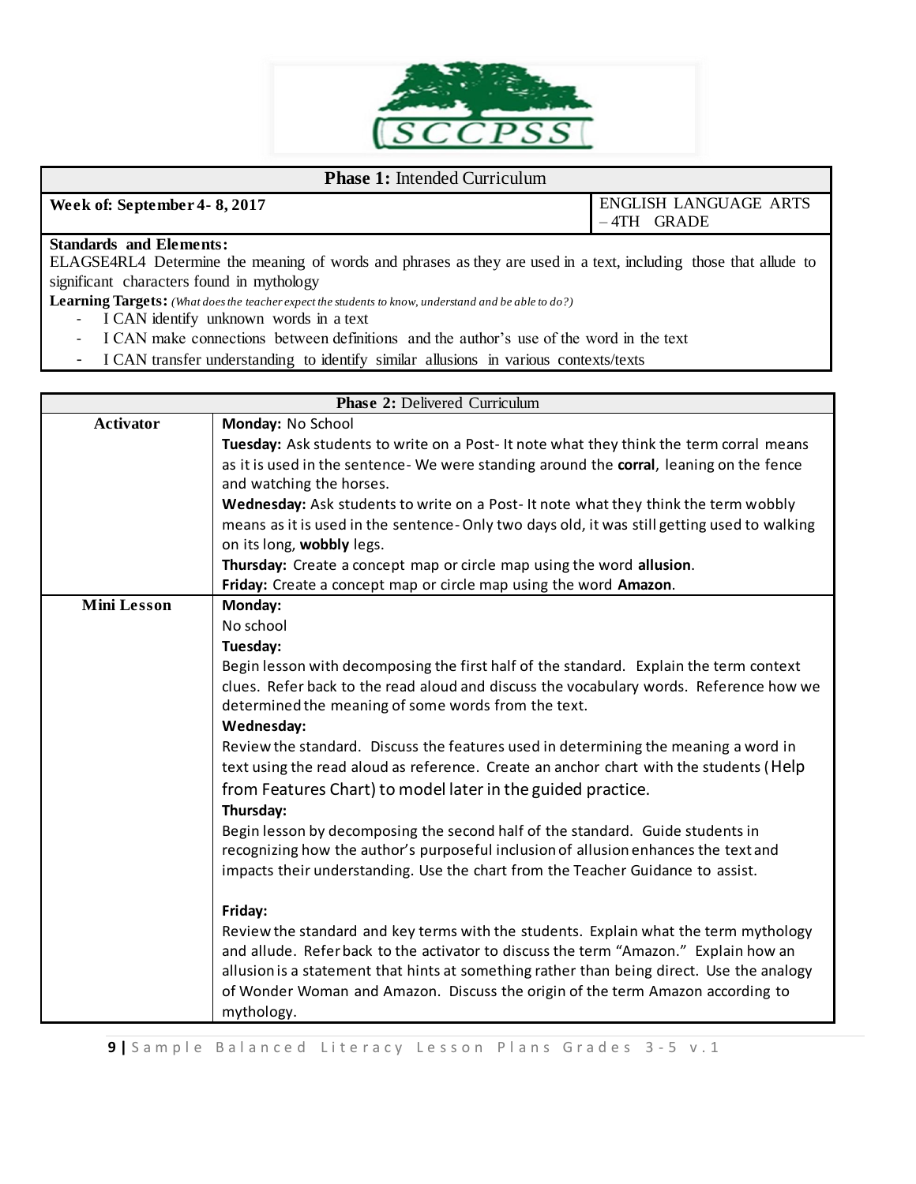| **Phase 1:** Intended Curriculum | |
|---|---|
| **Week of: September 4- 8, 2017** | ENGLISH LANGUAGE ARTS – 4TH GRADE |

**Standards and Elements:**
ELAGSE4RL4 Determine the meaning of words and phrases as they are used in a text, including those that allude to significant characters found in mythology

**Learning Targets:** *(What does the teacher expect the students to know, understand and be able to do?)*

- I CAN identify unknown words in a text
- I CAN make connections between definitions and the author's use of the word in the text
- I CAN transfer understanding to identify similar allusions in various contexts/texts

| **Phase 2:** Delivered Curriculum | |
|---|---|
| **Activator** | **Monday:** No School<br>**Tuesday:** Ask students to write on a Post- It note what they think the term corral means as it is used in the sentence- We were standing around the **corral**, leaning on the fence and watching the horses.<br>**Wednesday:** Ask students to write on a Post- It note what they think the term wobbly means as it is used in the sentence- Only two days old, it was still getting used to walking on its long, **wobbly** legs.<br>**Thursday:** Create a concept map or circle map using the word **allusion**.<br>**Friday:** Create a concept map or circle map using the word **Amazon**. |
| **Mini Lesson** | **Monday:**<br>No school<br>**Tuesday:**<br>Begin lesson with decomposing the first half of the standard. Explain the term context clues. Refer back to the read aloud and discuss the vocabulary words. Reference how we determined the meaning of some words from the text.<br>**Wednesday:**<br>Review the standard. Discuss the features used in determining the meaning a word in text using the read aloud as reference. Create an anchor chart with the students (Help from Features Chart) to model later in the guided practice.<br>**Thursday:**<br>Begin lesson by decomposing the second half of the standard. Guide students in recognizing how the author's purposeful inclusion of allusion enhances the text and impacts their understanding. Use the chart from the Teacher Guidance to assist.<br><br>**Friday:**<br>Review the standard and key terms with the students. Explain what the term mythology and allude. Refer back to the activator to discuss the term "Amazon." Explain how an allusion is a statement that hints at something rather than being direct. Use the analogy of Wonder Woman and Amazon. Discuss the origin of the term Amazon according to mythology. |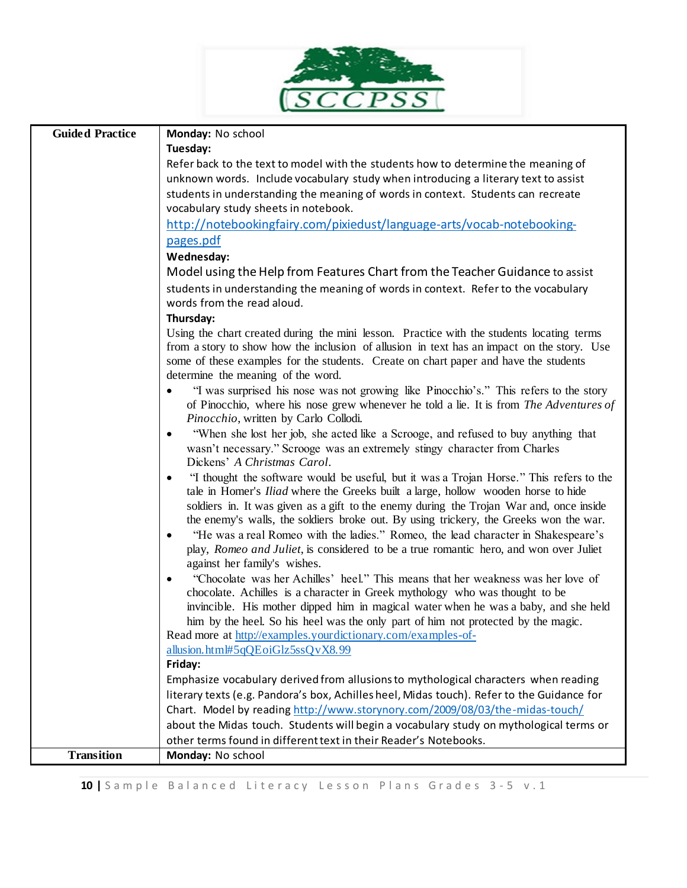| Guided Practice | **Monday:** No school<br>**Tuesday:**<br>Refer back to the text to model with the students how to determine the meaning of unknown words. Include vocabulary study when introducing a literary text to assist students in understanding the meaning of words in context. Students can recreate vocabulary study sheets in notebook.<br>http://notebookingfairy.com/pixiedust/language-arts/vocab-notebooking-pages.pdf<br>**Wednesday:**<br>Model using the Help from Features Chart from the Teacher Guidance to assist students in understanding the meaning of words in context. Refer to the vocabulary words from the read aloud.<br>**Thursday:**<br>Using the chart created during the mini lesson. Practice with the students locating terms from a story to show how the inclusion of allusion in text has an impact on the story. Use some of these examples for the students. Create on chart paper and have the students determine the meaning of the word.<br>• "I was surprised his nose was not growing like Pinocchio's." This refers to the story of Pinocchio, where his nose grew whenever he told a lie. It is from *The Adventures of Pinocchio*, written by Carlo Collodi.<br>• "When she lost her job, she acted like a Scrooge, and refused to buy anything that wasn't necessary." Scrooge was an extremely stingy character from Charles Dickens' *A Christmas Carol*.<br>• "I thought the software would be useful, but it was a Trojan Horse." This refers to the tale in Homer's *Iliad* where the Greeks built a large, hollow wooden horse to hide soldiers in. It was given as a gift to the enemy during the Trojan War and, once inside the enemy's walls, the soldiers broke out. By using trickery, the Greeks won the war.<br>• "He was a real Romeo with the ladies." Romeo, the lead character in Shakespeare's play, *Romeo and Juliet*, is considered to be a true romantic hero, and won over Juliet against her family's wishes.<br>• "Chocolate was her Achilles' heel." This means that her weakness was her love of chocolate. Achilles is a character in Greek mythology who was thought to be invincible. His mother dipped him in magical water when he was a baby, and she held him by the heel. So his heel was the only part of him not protected by the magic.<br>Read more at http://examples.yourdictionary.com/examples-of-allusion.html#5qQEoiGlz5ssQvX8.99<br>**Friday:**<br>Emphasize vocabulary derived from allusions to mythological characters when reading literary texts (e.g. Pandora's box, Achilles heel, Midas touch). Refer to the Guidance for Chart. Model by reading http://www.storynory.com/2009/08/03/the-midas-touch/ about the Midas touch. Students will begin a vocabulary study on mythological terms or other terms found in different text in their Reader's Notebooks. |
|---|---|
| **Transition** | **Monday:** No school |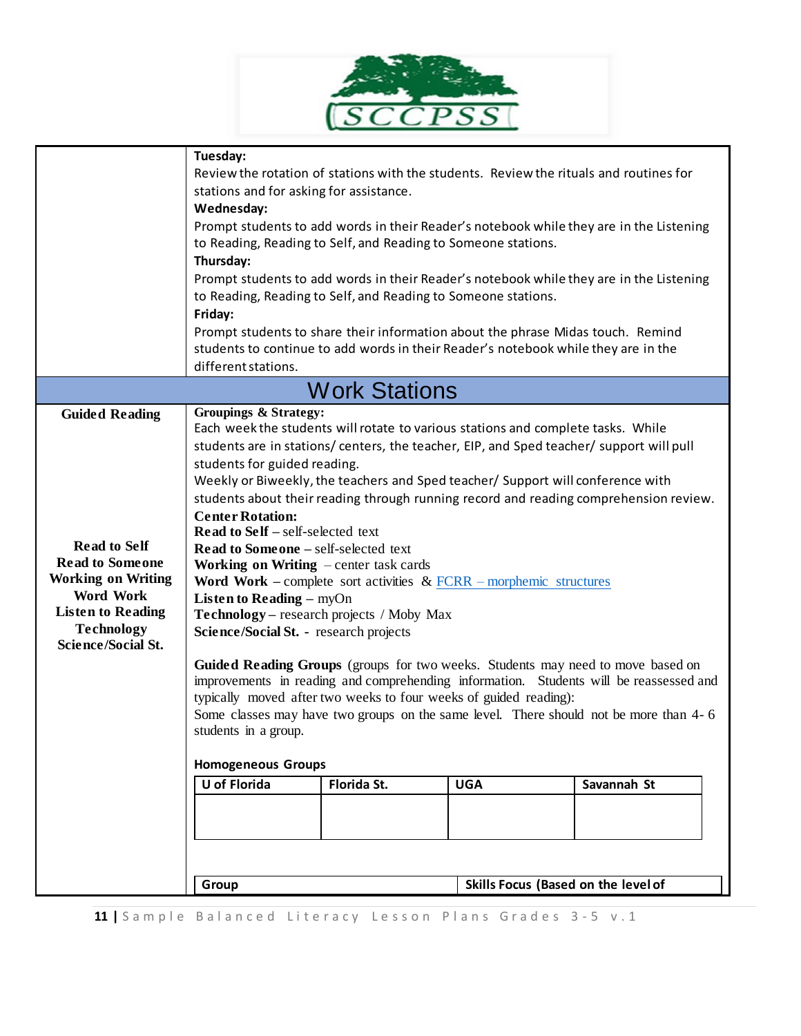|  | **Tuesday:**<br>Review the rotation of stations with the students. Review the rituals and routines for stations and for asking for assistance.<br>**Wednesday:**<br>Prompt students to add words in their Reader's notebook while they are in the Listening to Reading, Reading to Self, and Reading to Someone stations.<br>**Thursday:**<br>Prompt students to add words in their Reader's notebook while they are in the Listening to Reading, Reading to Self, and Reading to Someone stations.<br>**Friday:**<br>Prompt students to share their information about the phrase Midas touch. Remind students to continue to add words in their Reader's notebook while they are in the different stations. |
|---|---|

## Work Stations

**Guided Reading**

**Groupings & Strategy:**
Each week the students will rotate to various stations and complete tasks. While students are in stations/ centers, the teacher, EIP, and Sped teacher/ support will pull students for guided reading.
Weekly or Biweekly, the teachers and Sped teacher/ Support will conference with students about their reading through running record and reading comprehension review.

**Read to Self**
**Read to Someone**
**Working on Writing**
**Word Work**
**Listen to Reading**
**Technology**
**Science/Social St.**

**Center Rotation:**
**Read to Self** – self-selected text
**Read to Someone** – self-selected text
**Working on Writing** – center task cards
**Word Work** – complete sort activities & FCRR – morphemic structures
**Listen to Reading** – myOn
**Technology** – research projects / Moby Max
**Science/Social St.** - research projects

**Guided Reading Groups** (groups for two weeks. Students may need to move based on improvements in reading and comprehending information. Students will be reassessed and typically moved after two weeks to four weeks of guided reading):
Some classes may have two groups on the same level. There should not be more than 4- 6 students in a group.

**Homogeneous Groups**

| U of Florida | Florida St. | UGA | Savannah St |
|---|---|---|---|
|  |  |  |  |

| Group | Skills Focus (Based on the level of |
|---|---|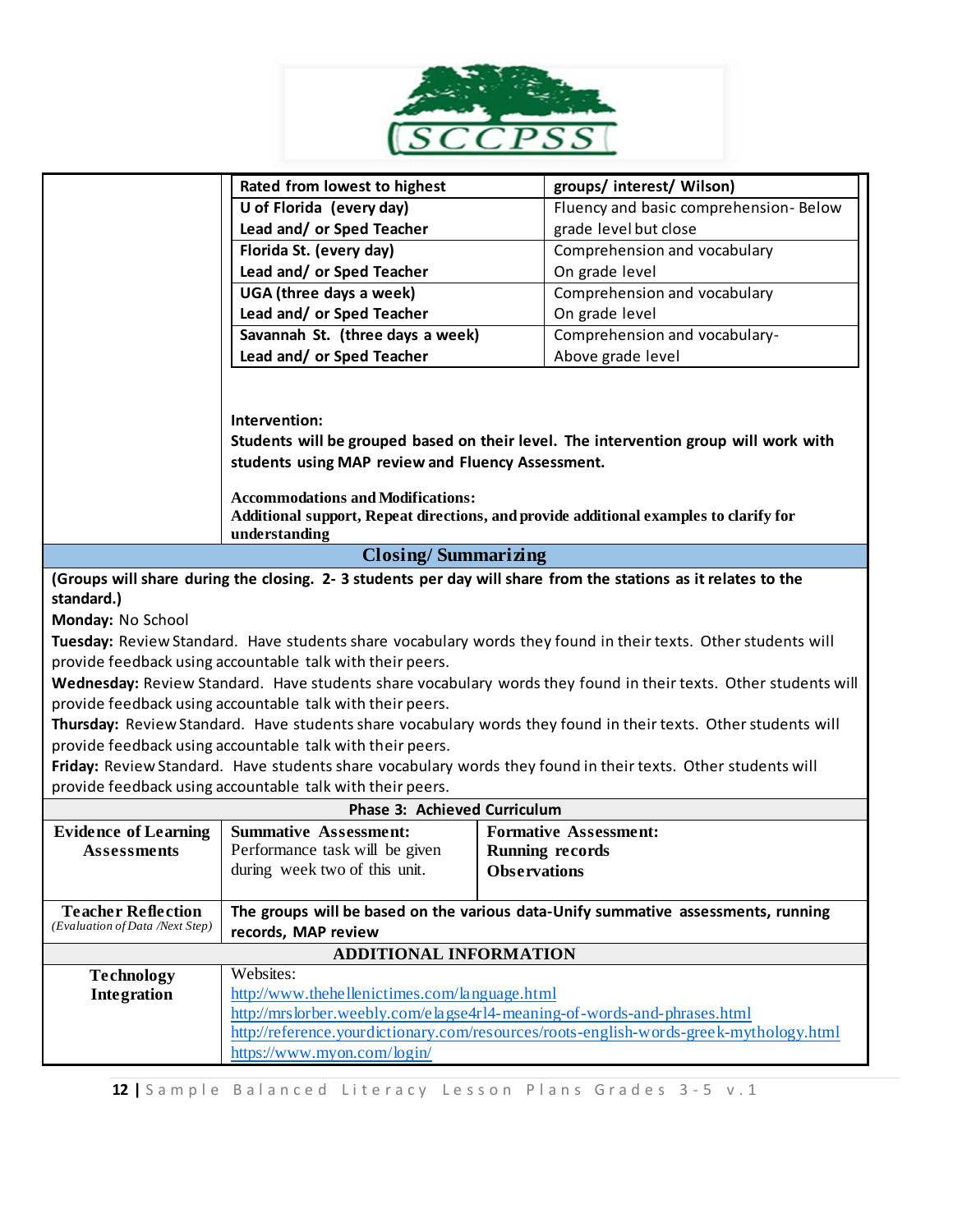| Rated from lowest to highest | groups/ interest/ Wilson) |
|---|---|
| **U of Florida (every day)**<br>**Lead and/ or Sped Teacher** | Fluency and basic comprehension- Below grade level but close |
| **Florida St. (every day)**<br>**Lead and/ or Sped Teacher** | Comprehension and vocabulary<br>On grade level |
| **UGA (three days a week)**<br>**Lead and/ or Sped Teacher** | Comprehension and vocabulary<br>On grade level |
| **Savannah St. (three days a week)**<br>**Lead and/ or Sped Teacher** | Comprehension and vocabulary-<br>Above grade level |

**Intervention:**
**Students will be grouped based on their level. The intervention group will work with students using MAP review and Fluency Assessment.**

**Accommodations and Modifications:**
**Additional support, Repeat directions, and provide additional examples to clarify for understanding**

## Closing/ Summarizing

**(Groups will share during the closing. 2- 3 students per day will share from the stations as it relates to the standard.)**

**Monday:** No School

**Tuesday:** Review Standard. Have students share vocabulary words they found in their texts. Other students will provide feedback using accountable talk with their peers.

**Wednesday:** Review Standard. Have students share vocabulary words they found in their texts. Other students will provide feedback using accountable talk with their peers.

**Thursday:** Review Standard. Have students share vocabulary words they found in their texts. Other students will provide feedback using accountable talk with their peers.

**Friday:** Review Standard. Have students share vocabulary words they found in their texts. Other students will provide feedback using accountable talk with their peers.

## Phase 3: Achieved Curriculum

| **Evidence of Learning Assessments** | **Summative Assessment:**<br>Performance task will be given during week two of this unit. | **Formative Assessment:**<br>**Running records**<br>**Observations** |
|---|---|---|
| **Teacher Reflection**<br>*(Evaluation of Data /Next Step)* | **The groups will be based on the various data-Unify summative assessments, running records, MAP review** | |

## ADDITIONAL INFORMATION

| **Technology Integration** | Websites:<br>http://www.thehellenictimes.com/language.html<br>http://mrslorber.weebly.com/elagse4rl4-meaning-of-words-and-phrases.html<br>http://reference.yourdictionary.com/resources/roots-english-words-greek-mythology.html<br>https://www.myon.com/login/ |
|---|---|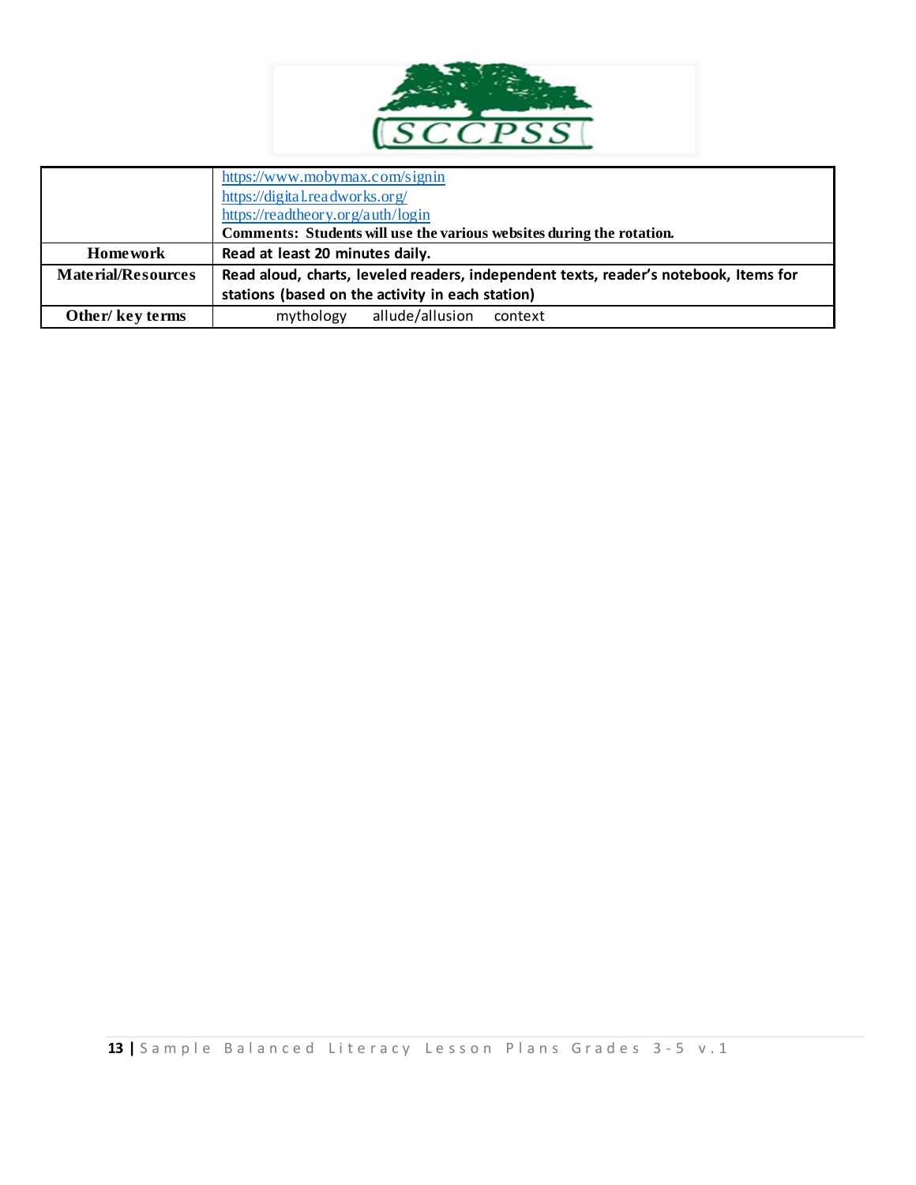| | |
|---|---|
| | https://www.mobymax.com/signin<br>https://digital.readworks.org/<br>https://readtheory.org/auth/login<br>**Comments: Students will use the various websites during the rotation.** |
| **Homework** | **Read at least 20 minutes daily.** |
| **Material/Resources** | **Read aloud, charts, leveled readers, independent texts, reader's notebook, Items for stations (based on the activity in each station)** |
| **Other/ key terms** | mythology allude/allusion context |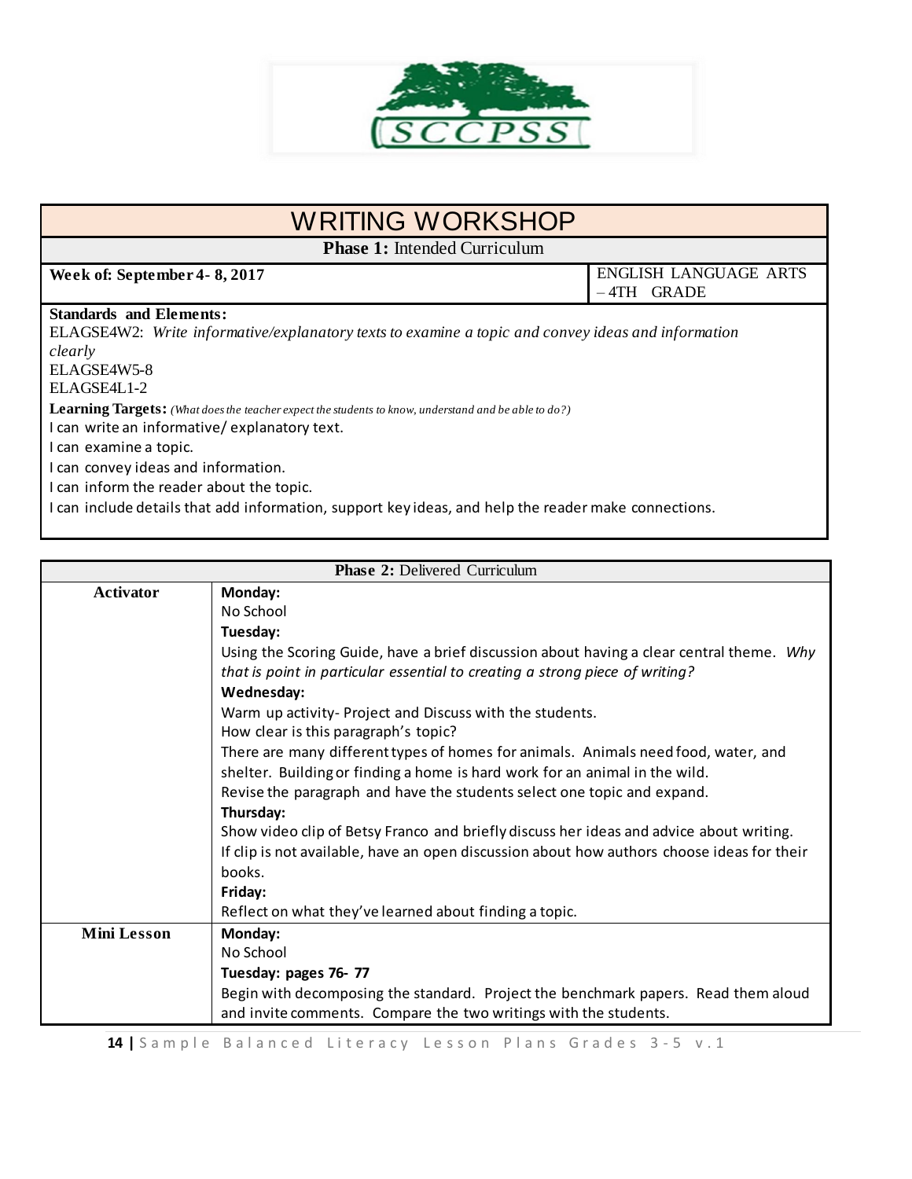# WRITING WORKSHOP

**Phase 1:** Intended Curriculum

| **Week of: September 4- 8, 2017** | ENGLISH LANGUAGE ARTS – 4TH GRADE |
|---|---|

**Standards and Elements:**

ELAGSE4W2: *Write informative/explanatory texts to examine a topic and convey ideas and information clearly*

ELAGSE4W5-8

ELAGSE4L1-2

**Learning Targets:** *(What does the teacher expect the students to know, understand and be able to do?)*

I can write an informative/ explanatory text.

I can examine a topic.

I can convey ideas and information.

I can inform the reader about the topic.

I can include details that add information, support key ideas, and help the reader make connections.

| **Phase 2:** Delivered Curriculum | |
|---|---|
| **Activator** | **Monday:**<br>No School<br>**Tuesday:**<br>Using the Scoring Guide, have a brief discussion about having a clear central theme. *Why that is point in particular essential to creating a strong piece of writing?*<br>**Wednesday:**<br>Warm up activity- Project and Discuss with the students.<br>How clear is this paragraph's topic?<br>There are many different types of homes for animals. Animals need food, water, and shelter. Building or finding a home is hard work for an animal in the wild.<br>Revise the paragraph and have the students select one topic and expand.<br>**Thursday:**<br>Show video clip of Betsy Franco and briefly discuss her ideas and advice about writing. If clip is not available, have an open discussion about how authors choose ideas for their books.<br>**Friday:**<br>Reflect on what they've learned about finding a topic. |
| **Mini Lesson** | **Monday:**<br>No School<br>**Tuesday: pages 76- 77**<br>Begin with decomposing the standard. Project the benchmark papers. Read them aloud and invite comments. Compare the two writings with the students. |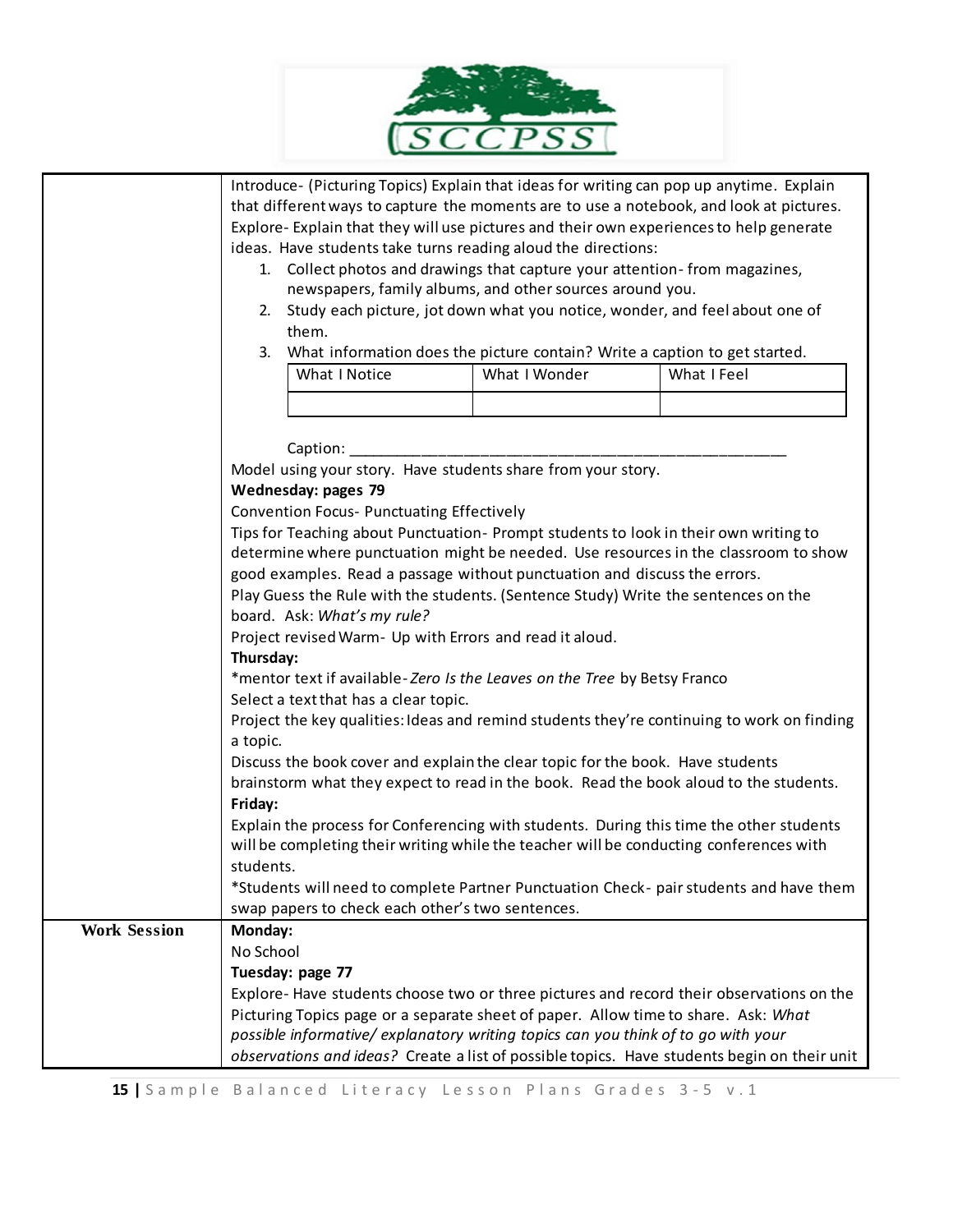| | |
|---|---|
| | Introduce- (Picturing Topics) Explain that ideas for writing can pop up anytime. Explain that different ways to capture the moments are to use a notebook, and look at pictures.<br>Explore- Explain that they will use pictures and their own experiences to help generate ideas. Have students take turns reading aloud the directions:<br>1. Collect photos and drawings that capture your attention- from magazines, newspapers, family albums, and other sources around you.<br>2. Study each picture, jot down what you notice, wonder, and feel about one of them.<br>3. What information does the picture contain? Write a caption to get started.<br>What I Notice / What I Wonder / What I Feel<br><br>Caption: ________________________________________________<br>Model using your story. Have students share from your story.<br>**Wednesday: pages 79**<br>Convention Focus- Punctuating Effectively<br>Tips for Teaching about Punctuation- Prompt students to look in their own writing to determine where punctuation might be needed. Use resources in the classroom to show good examples. Read a passage without punctuation and discuss the errors.<br>Play Guess the Rule with the students. (Sentence Study) Write the sentences on the board. Ask: *What's my rule?*<br>Project revised Warm- Up with Errors and read it aloud.<br>**Thursday:**<br>*mentor text if available- *Zero Is the Leaves on the Tree* by Betsy Franco<br>Select a text that has a clear topic.<br>Project the key qualities: Ideas and remind students they're continuing to work on finding a topic.<br>Discuss the book cover and explain the clear topic for the book. Have students brainstorm what they expect to read in the book. Read the book aloud to the students.<br>**Friday:**<br>Explain the process for Conferencing with students. During this time the other students will be completing their writing while the teacher will be conducting conferences with students.<br>*Students will need to complete Partner Punctuation Check- pair students and have them swap papers to check each other's two sentences. |
| **Work Session** | **Monday:**<br>No School<br>**Tuesday: page 77**<br>Explore- Have students choose two or three pictures and record their observations on the Picturing Topics page or a separate sheet of paper. Allow time to share. Ask: *What possible informative/ explanatory writing topics can you think of to go with your observations and ideas?* Create a list of possible topics. Have students begin on their unit |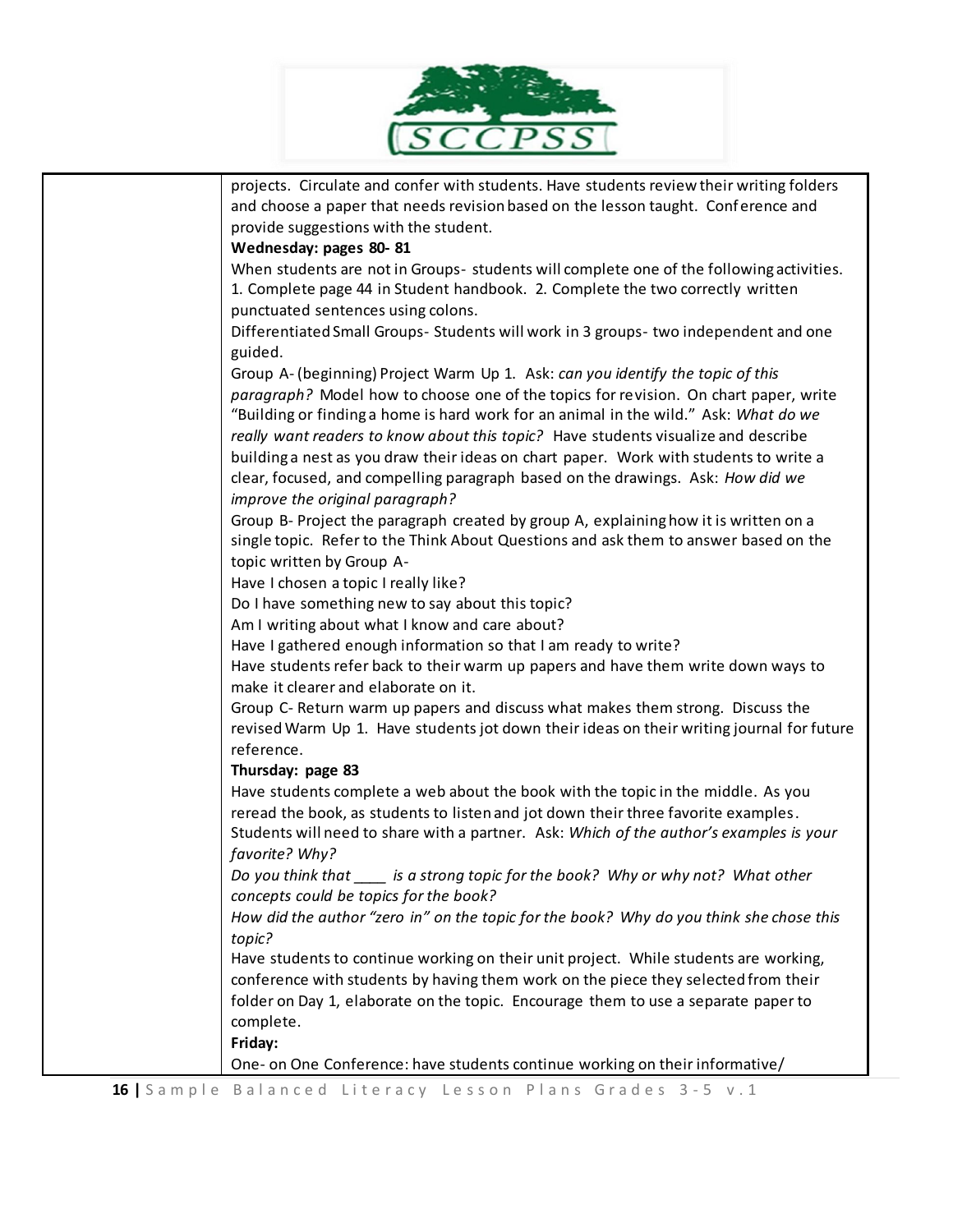| | projects. Circulate and confer with students. Have students review their writing folders and choose a paper that needs revision based on the lesson taught. Conference and provide suggestions with the student.<br>**Wednesday: pages 80- 81**<br>When students are not in Groups- students will complete one of the following activities. 1. Complete page 44 in Student handbook. 2. Complete the two correctly written punctuated sentences using colons.<br>Differentiated Small Groups- Students will work in 3 groups- two independent and one guided.<br>Group A- (beginning) Project Warm Up 1. Ask: *can you identify the topic of this paragraph?* Model how to choose one of the topics for revision. On chart paper, write "Building or finding a home is hard work for an animal in the wild." Ask: *What do we really want readers to know about this topic?* Have students visualize and describe building a nest as you draw their ideas on chart paper. Work with students to write a clear, focused, and compelling paragraph based on the drawings. Ask: *How did we improve the original paragraph?*<br>Group B- Project the paragraph created by group A, explaining how it is written on a single topic. Refer to the Think About Questions and ask them to answer based on the topic written by Group A-<br>Have I chosen a topic I really like?<br>Do I have something new to say about this topic?<br>Am I writing about what I know and care about?<br>Have I gathered enough information so that I am ready to write?<br>Have students refer back to their warm up papers and have them write down ways to make it clearer and elaborate on it.<br>Group C- Return warm up papers and discuss what makes them strong. Discuss the revised Warm Up 1. Have students jot down their ideas on their writing journal for future reference.<br>**Thursday: page 83**<br>Have students complete a web about the book with the topic in the middle. As you reread the book, as students to listen and jot down their three favorite examples. Students will need to share with a partner. Ask: *Which of the author's examples is your favorite? Why?*<br>*Do you think that ____ is a strong topic for the book? Why or why not? What other concepts could be topics for the book?*<br>*How did the author "zero in" on the topic for the book? Why do you think she chose this topic?*<br>Have students to continue working on their unit project. While students are working, conference with students by having them work on the piece they selected from their folder on Day 1, elaborate on the topic. Encourage them to use a separate paper to complete.<br>**Friday:**<br>One- on One Conference: have students continue working on their informative/ |
|---|---|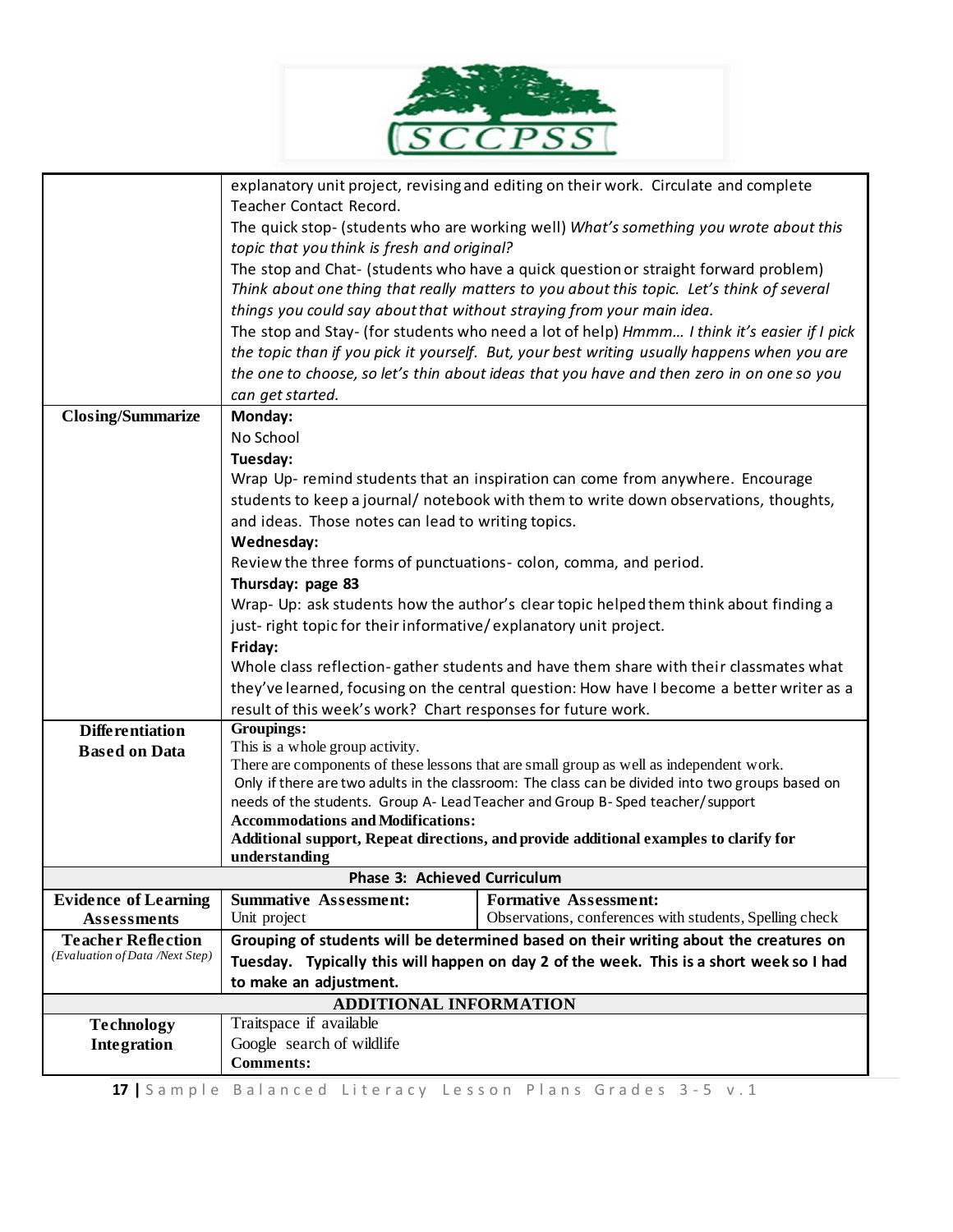| | | |
|---|---|---|
| | explanatory unit project, revising and editing on their work. Circulate and complete Teacher Contact Record.<br>The quick stop- (students who are working well) *What's something you wrote about this topic that you think is fresh and original?*<br>The stop and Chat- (students who have a quick question or straight forward problem) *Think about one thing that really matters to you about this topic. Let's think of several things you could say about that without straying from your main idea.*<br>The stop and Stay- (for students who need a lot of help) *Hmmm… I think it's easier if I pick the topic than if you pick it yourself. But, your best writing usually happens when you are the one to choose, so let's thin about ideas that you have and then zero in on one so you can get started.* | |
| **Closing/Summarize** | **Monday:**<br>No School<br>**Tuesday:**<br>Wrap Up- remind students that an inspiration can come from anywhere. Encourage students to keep a journal/ notebook with them to write down observations, thoughts, and ideas. Those notes can lead to writing topics.<br>**Wednesday:**<br>Review the three forms of punctuations- colon, comma, and period.<br>**Thursday: page 83**<br>Wrap- Up: ask students how the author's clear topic helped them think about finding a just- right topic for their informative/ explanatory unit project.<br>**Friday:**<br>Whole class reflection- gather students and have them share with their classmates what they've learned, focusing on the central question: How have I become a better writer as a result of this week's work? Chart responses for future work. | |
| **Differentiation Based on Data** | **Groupings:**<br>This is a whole group activity.<br>There are components of these lessons that are small group as well as independent work.<br>Only if there are two adults in the classroom: The class can be divided into two groups based on needs of the students. Group A- Lead Teacher and Group B- Sped teacher/ support<br>**Accommodations and Modifications:**<br>**Additional support, Repeat directions, and provide additional examples to clarify for understanding** | |
| **Phase 3: Achieved Curriculum** | | |
| **Evidence of Learning Assessments** | **Summative Assessment:**<br>Unit project | **Formative Assessment:**<br>Observations, conferences with students, Spelling check |
| **Teacher Reflection**<br>*(Evaluation of Data /Next Step)* | **Grouping of students will be determined based on their writing about the creatures on Tuesday. Typically this will happen on day 2 of the week. This is a short week so I had to make an adjustment.** | |
| **ADDITIONAL INFORMATION** | | |
| **Technology Integration** | Traitspace if available<br>Google search of wildlife<br>**Comments:** | |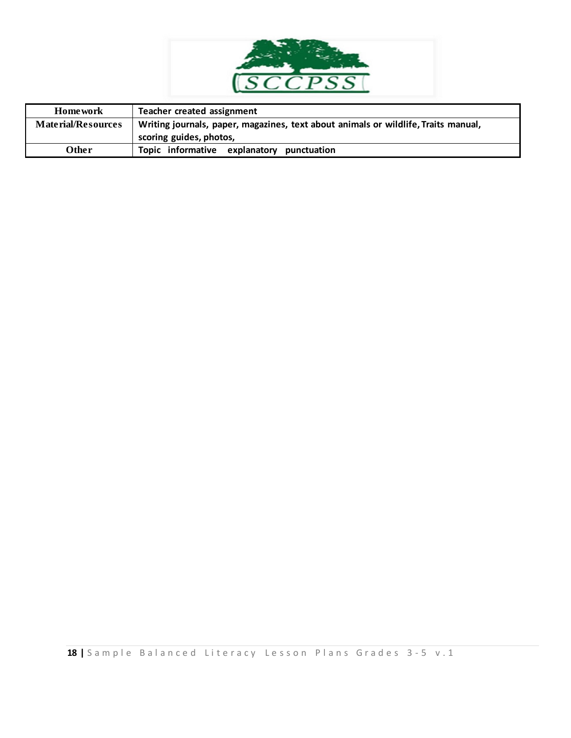| | |
|---|---|
| Homework | Teacher created assignment |
| Material/Resources | Writing journals, paper, magazines, text about animals or wildlife, Traits manual, scoring guides, photos, |
| Other | Topic informative explanatory punctuation |